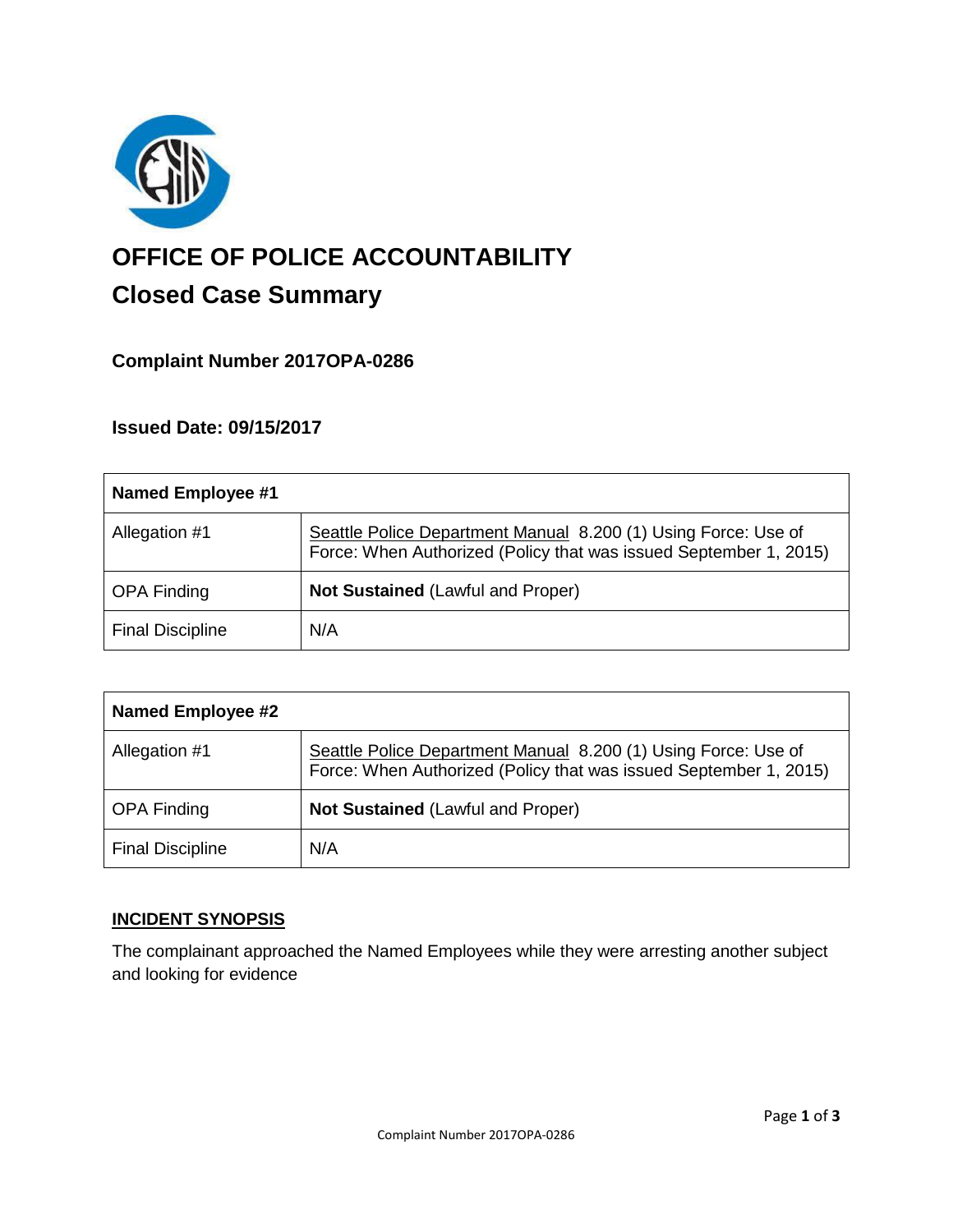# OFFICE OF POLICE ACCOUNTABILITY

## Closed Case Summary

### Complaint Number 2017OPA-0286

### Issued Date: 09/15/2017

| **Named Employee #1** | |
| --- | --- |
| Allegation #1 | Seattle Police Department Manual 8.200 (1) Using Force: Use of Force: When Authorized (Policy that was issued September 1, 2015) |
| OPA Finding | **Not Sustained** (Lawful and Proper) |
| Final Discipline | N/A |

| **Named Employee #2** | |
| --- | --- |
| Allegation #1 | Seattle Police Department Manual 8.200 (1) Using Force: Use of Force: When Authorized (Policy that was issued September 1, 2015) |
| OPA Finding | **Not Sustained** (Lawful and Proper) |
| Final Discipline | N/A |

## INCIDENT SYNOPSIS

The complainant approached the Named Employees while they were arresting another subject and looking for evidence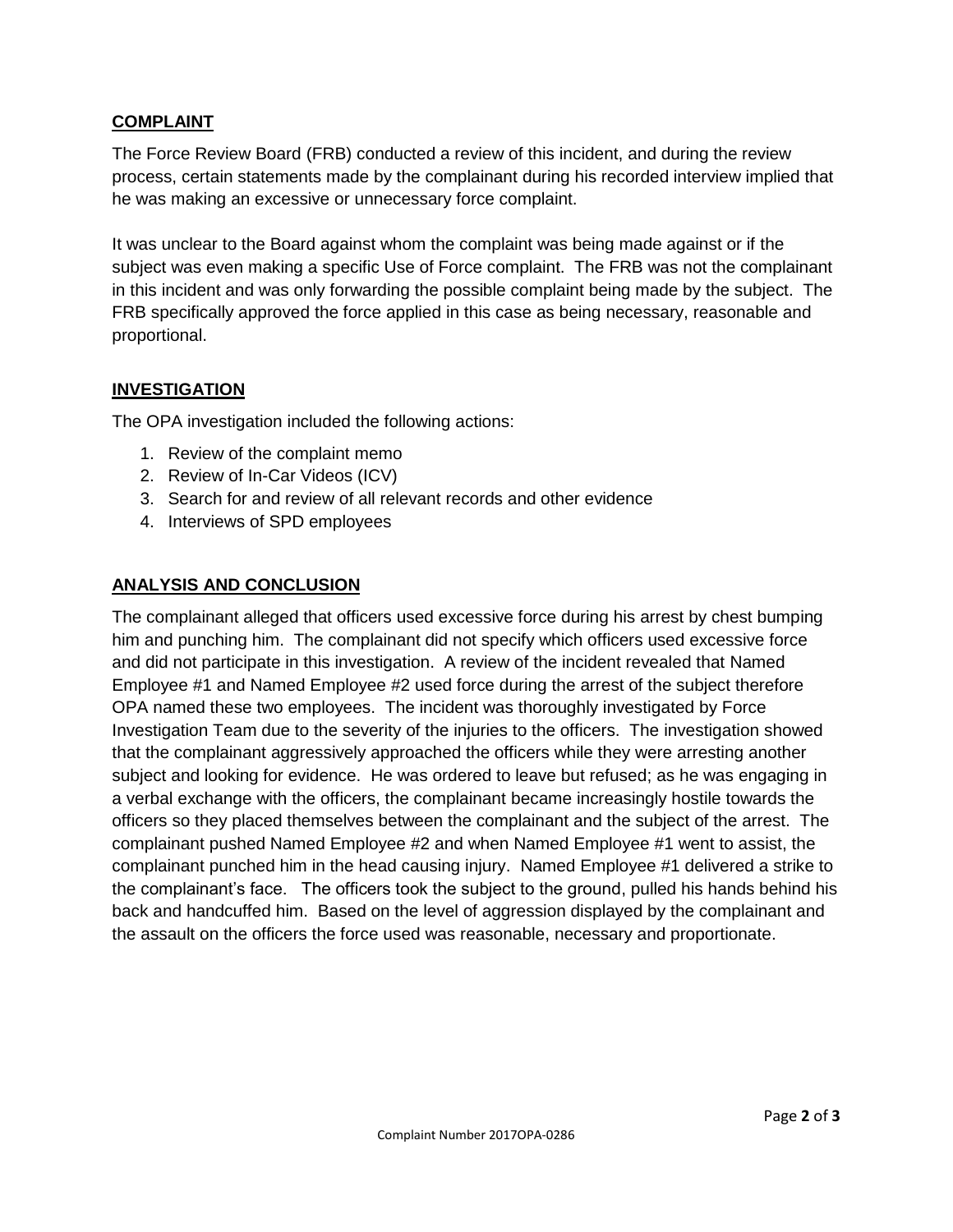## COMPLAINT

The Force Review Board (FRB) conducted a review of this incident, and during the review process, certain statements made by the complainant during his recorded interview implied that he was making an excessive or unnecessary force complaint.

It was unclear to the Board against whom the complaint was being made against or if the subject was even making a specific Use of Force complaint. The FRB was not the complainant in this incident and was only forwarding the possible complaint being made by the subject. The FRB specifically approved the force applied in this case as being necessary, reasonable and proportional.

## INVESTIGATION

The OPA investigation included the following actions:

1. Review of the complaint memo
2. Review of In-Car Videos (ICV)
3. Search for and review of all relevant records and other evidence
4. Interviews of SPD employees

## ANALYSIS AND CONCLUSION

The complainant alleged that officers used excessive force during his arrest by chest bumping him and punching him. The complainant did not specify which officers used excessive force and did not participate in this investigation. A review of the incident revealed that Named Employee #1 and Named Employee #2 used force during the arrest of the subject therefore OPA named these two employees. The incident was thoroughly investigated by Force Investigation Team due to the severity of the injuries to the officers. The investigation showed that the complainant aggressively approached the officers while they were arresting another subject and looking for evidence. He was ordered to leave but refused; as he was engaging in a verbal exchange with the officers, the complainant became increasingly hostile towards the officers so they placed themselves between the complainant and the subject of the arrest. The complainant pushed Named Employee #2 and when Named Employee #1 went to assist, the complainant punched him in the head causing injury. Named Employee #1 delivered a strike to the complainant's face. The officers took the subject to the ground, pulled his hands behind his back and handcuffed him. Based on the level of aggression displayed by the complainant and the assault on the officers the force used was reasonable, necessary and proportionate.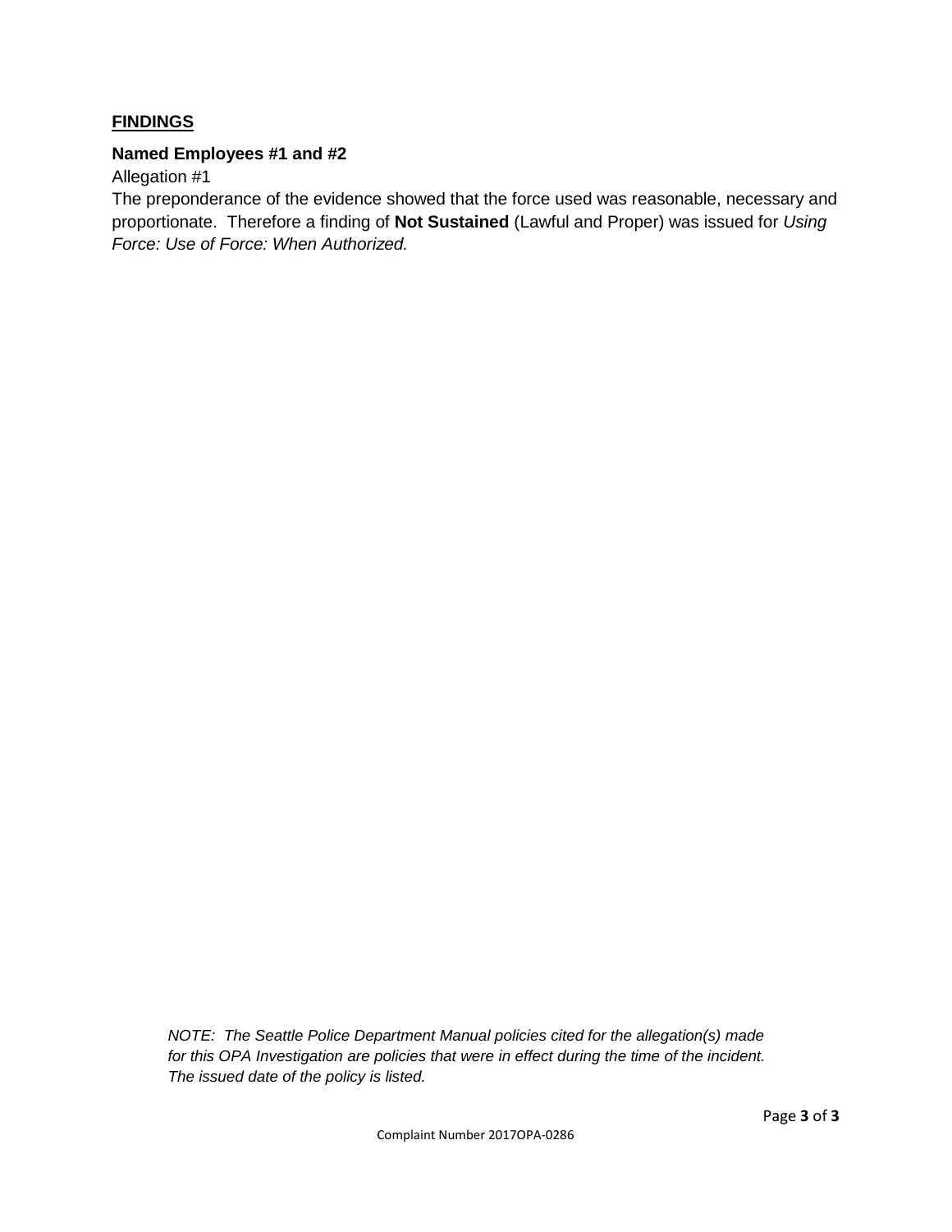## FINDINGS

### Named Employees #1 and #2

Allegation #1

The preponderance of the evidence showed that the force used was reasonable, necessary and proportionate. Therefore a finding of **Not Sustained** (Lawful and Proper) was issued for *Using Force: Use of Force: When Authorized.*

*NOTE: The Seattle Police Department Manual policies cited for the allegation(s) made for this OPA Investigation are policies that were in effect during the time of the incident. The issued date of the policy is listed.*